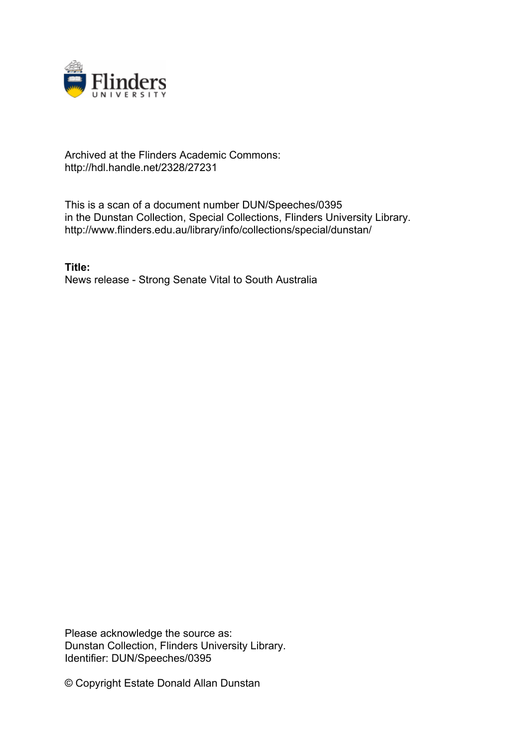Archived at the Flinders Academic Commons:
http://hdl.handle.net/2328/27231

This is a scan of a document number DUN/Speeches/0395
in the Dunstan Collection, Special Collections, Flinders University Library.
http://www.flinders.edu.au/library/info/collections/special/dunstan/

**Title:**
News release - Strong Senate Vital to South Australia

Please acknowledge the source as:
Dunstan Collection, Flinders University Library.
Identifier: DUN/Speeches/0395

© Copyright Estate Donald Allan Dunstan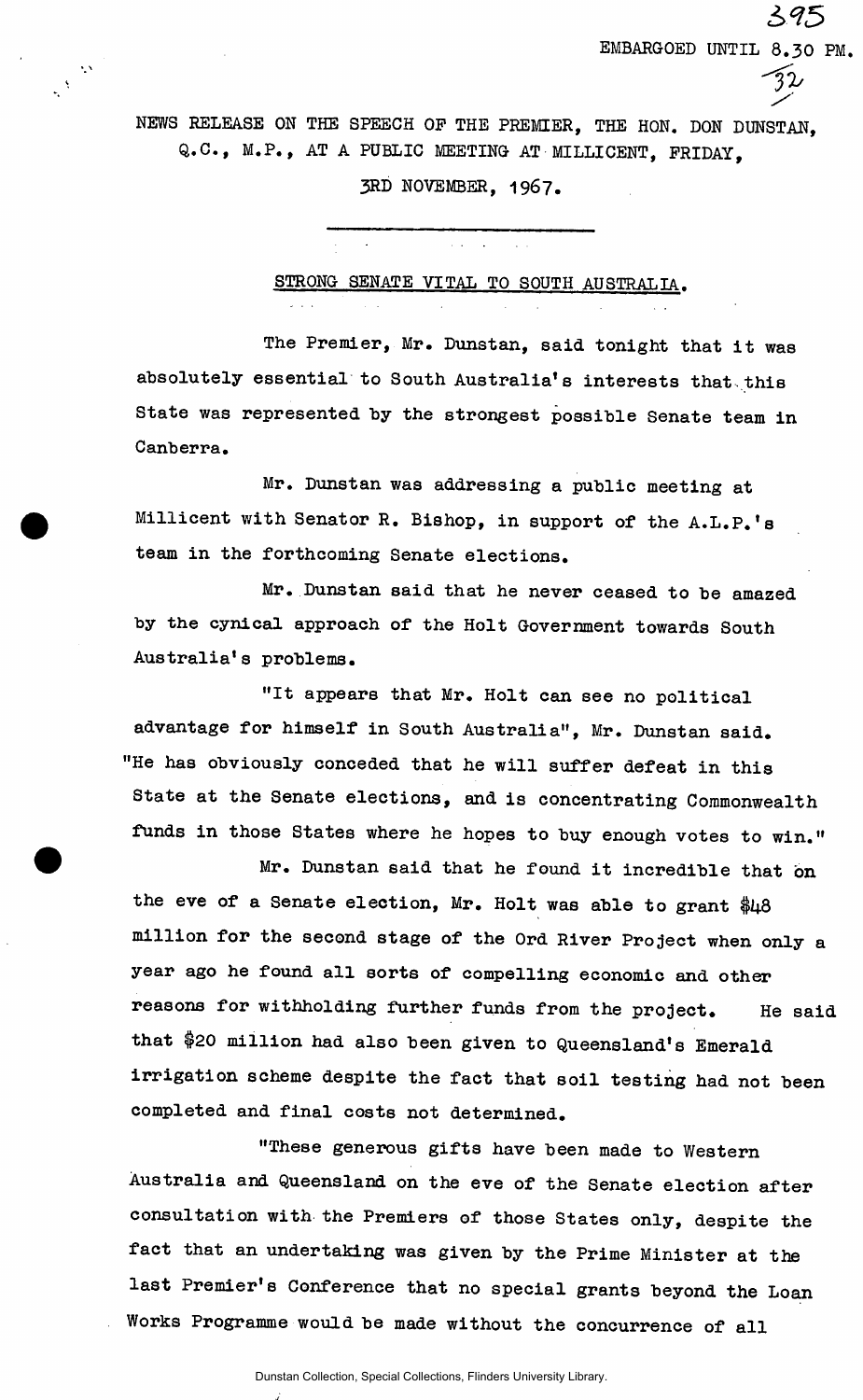EMBARGOED UNTIL 8.30 PM.

NEWS RELEASE ON THE SPEECH OF THE PREMIER, THE HON. DON DUNSTAN, Q.C., M.P., AT A PUBLIC MEETING AT MILLICENT, FRIDAY, 3RD NOVEMBER, 1967.

---

## STRONG SENATE VITAL TO SOUTH AUSTRALIA.

The Premier, Mr. Dunstan, said tonight that it was absolutely essential to South Australia's interests that this State was represented by the strongest possible Senate team in Canberra.

Mr. Dunstan was addressing a public meeting at Millicent with Senator R. Bishop, in support of the A.L.P.'s team in the forthcoming Senate elections.

Mr. Dunstan said that he never ceased to be amazed by the cynical approach of the Holt Government towards South Australia's problems.

"It appears that Mr. Holt can see no political advantage for himself in South Australia", Mr. Dunstan said. "He has obviously conceded that he will suffer defeat in this State at the Senate elections, and is concentrating Commonwealth funds in those States where he hopes to buy enough votes to win."

Mr. Dunstan said that he found it incredible that on the eve of a Senate election, Mr. Holt was able to grant $48 million for the second stage of the Ord River Project when only a year ago he found all sorts of compelling economic and other reasons for withholding further funds from the project. He said that $20 million had also been given to Queensland's Emerald irrigation scheme despite the fact that soil testing had not been completed and final costs not determined.

"These generous gifts have been made to Western Australia and Queensland on the eve of the Senate election after consultation with the Premiers of those States only, despite the fact that an undertaking was given by the Prime Minister at the last Premier's Conference that no special grants beyond the Loan Works Programme would be made without the concurrence of all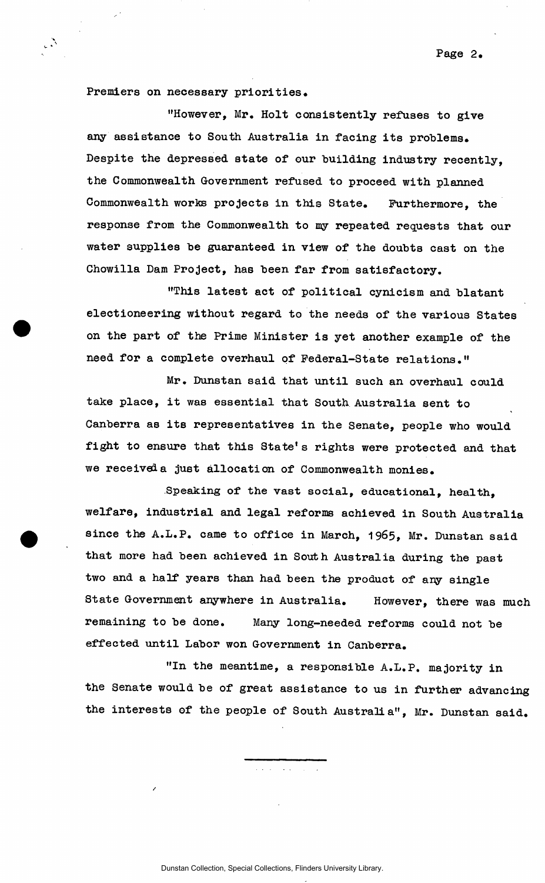Premiers on necessary priorities.

"However, Mr. Holt consistently refuses to give any assistance to South Australia in facing its problems. Despite the depressed state of our building industry recently, the Commonwealth Government refused to proceed with planned Commonwealth works projects in this State. Furthermore, the response from the Commonwealth to my repeated requests that our water supplies be guaranteed in view of the doubts cast on the Chowilla Dam Project, has been far from satisfactory.

"This latest act of political cynicism and blatant electioneering without regard to the needs of the various States on the part of the Prime Minister is yet another example of the need for a complete overhaul of Federal-State relations."

Mr. Dunstan said that until such an overhaul could take place, it was essential that South Australia sent to Canberra as its representatives in the Senate, people who would fight to ensure that this State's rights were protected and that we receiveda just allocation of Commonwealth monies.

Speaking of the vast social, educational, health, welfare, industrial and legal reforms achieved in South Australia since the A.L.P. came to office in March, 1965, Mr. Dunstan said that more had been achieved in South Australia during the past two and a half years than had been the product of any single State Government anywhere in Australia. However, there was much remaining to be done. Many long-needed reforms could not be effected until Labor won Government in Canberra.

"In the meantime, a responsible A.L.P. majority in the Senate would be of great assistance to us in further advancing the interests of the people of South Australia", Mr. Dunstan said.

---

Dunstan Collection, Special Collections, Flinders University Library.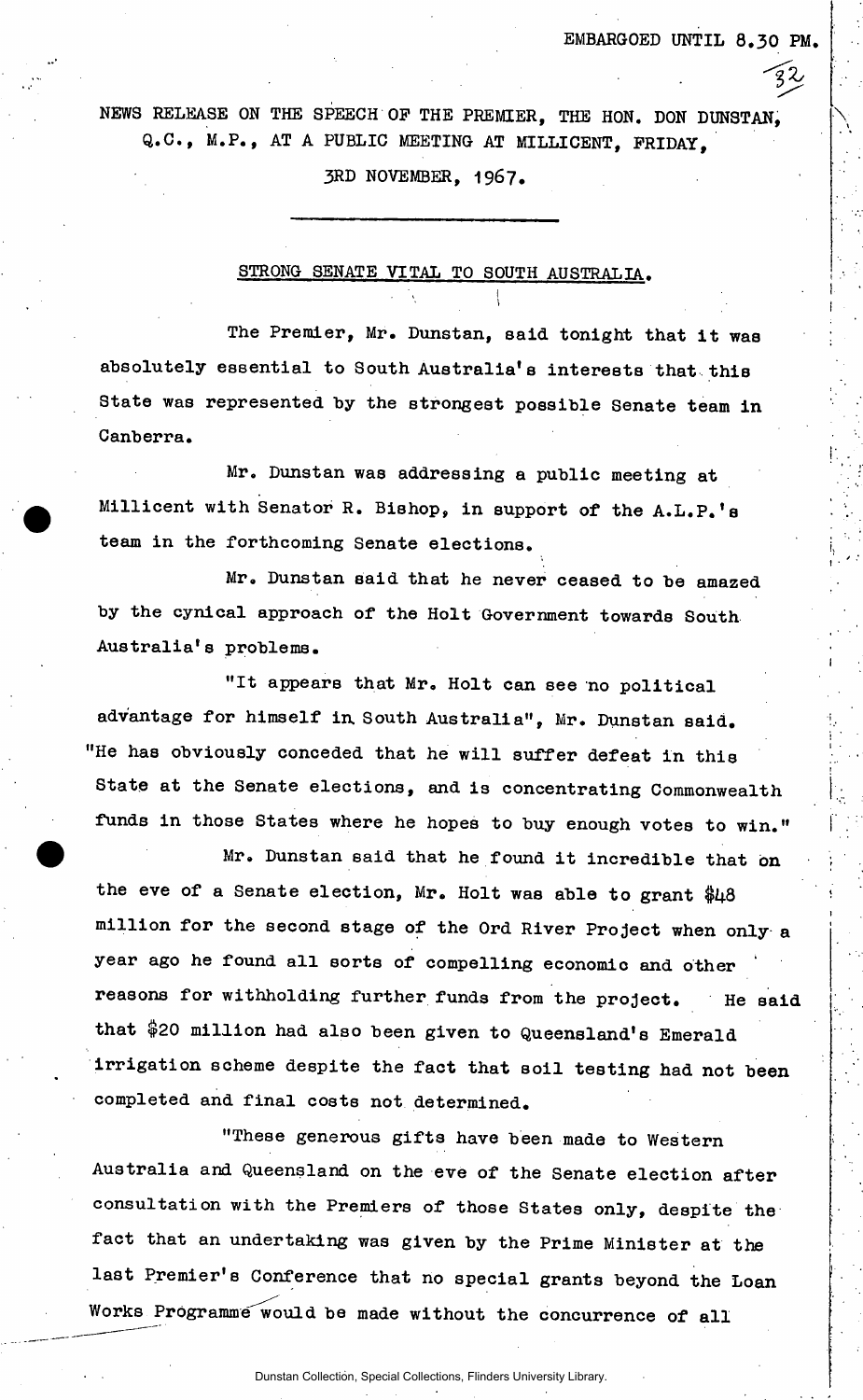EMBARGOED UNTIL 8.30 PM.

NEWS RELEASE ON THE SPEECH OF THE PREMIER, THE HON. DON DUNSTAN, Q.C., M.P., AT A PUBLIC MEETING AT MILLICENT, FRIDAY, 3RD NOVEMBER, 1967.

---

## STRONG SENATE VITAL TO SOUTH AUSTRALIA.

The Premier, Mr. Dunstan, said tonight that it was absolutely essential to South Australia's interests that this State was represented by the strongest possible Senate team in Canberra.

Mr. Dunstan was addressing a public meeting at Millicent with Senator R. Bishop, in support of the A.L.P.'s team in the forthcoming Senate elections.

Mr. Dunstan said that he never ceased to be amazed by the cynical approach of the Holt Government towards South Australia's problems.

"It appears that Mr. Holt can see no political advantage for himself in South Australia", Mr. Dunstan said. "He has obviously conceded that he will suffer defeat in this State at the Senate elections, and is concentrating Commonwealth funds in those States where he hopes to buy enough votes to win."

Mr. Dunstan said that he found it incredible that on the eve of a Senate election, Mr. Holt was able to grant $48 million for the second stage of the Ord River Project when only a year ago he found all sorts of compelling economic and other reasons for withholding further funds from the project. He said that $20 million had also been given to Queensland's Emerald irrigation scheme despite the fact that soil testing had not been completed and final costs not determined.

"These generous gifts have been made to Western Australia and Queensland on the eve of the Senate election after consultation with the Premiers of those States only, despite the fact that an undertaking was given by the Prime Minister at the last Premier's Conference that no special grants beyond the Loan Works Programme would be made without the concurrence of all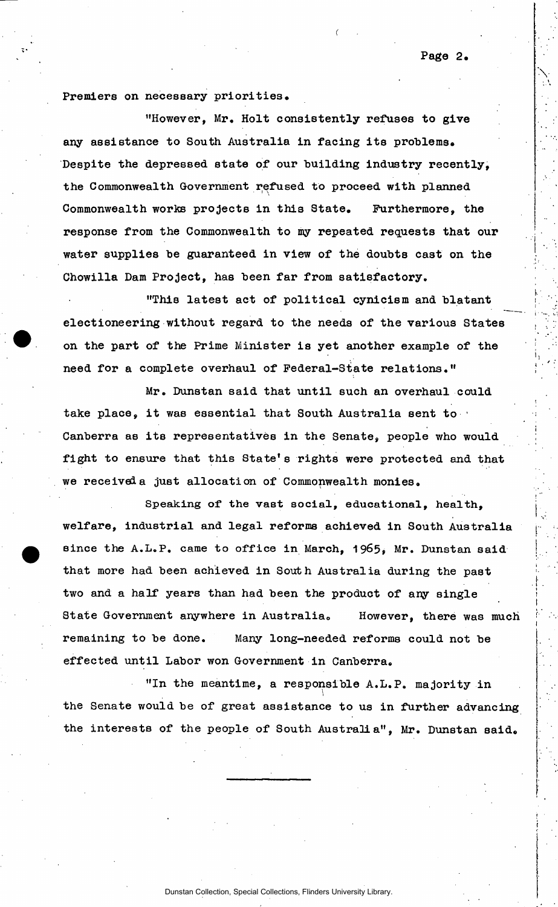Premiers on necessary priorities.

"However, Mr. Holt consistently refuses to give any assistance to South Australia in facing its problems. Despite the depressed state of our building industry recently, the Commonwealth Government refused to proceed with planned Commonwealth works projects in this State. Furthermore, the response from the Commonwealth to my repeated requests that our water supplies be guaranteed in view of the doubts cast on the Chowilla Dam Project, has been far from satisfactory.

"This latest act of political cynicism and blatant electioneering without regard to the needs of the various States on the part of the Prime Minister is yet another example of the need for a complete overhaul of Federal-State relations."

Mr. Dunstan said that until such an overhaul could take place, it was essential that South Australia sent to Canberra as its representatives in the Senate, people who would fight to ensure that this State's rights were protected and that we received a just allocation of Commonwealth monies.

Speaking of the vast social, educational, health, welfare, industrial and legal reforms achieved in South Australia since the A.L.P. came to office in March, 1965, Mr. Dunstan said that more had been achieved in South Australia during the past two and a half years than had been the product of any single State Government anywhere in Australia. However, there was much remaining to be done. Many long-needed reforms could not be effected until Labor won Government in Canberra.

"In the meantime, a responsible A.L.P. majority in the Senate would be of great assistance to us in further advancing the interests of the people of South Australia", Mr. Dunstan said.

---